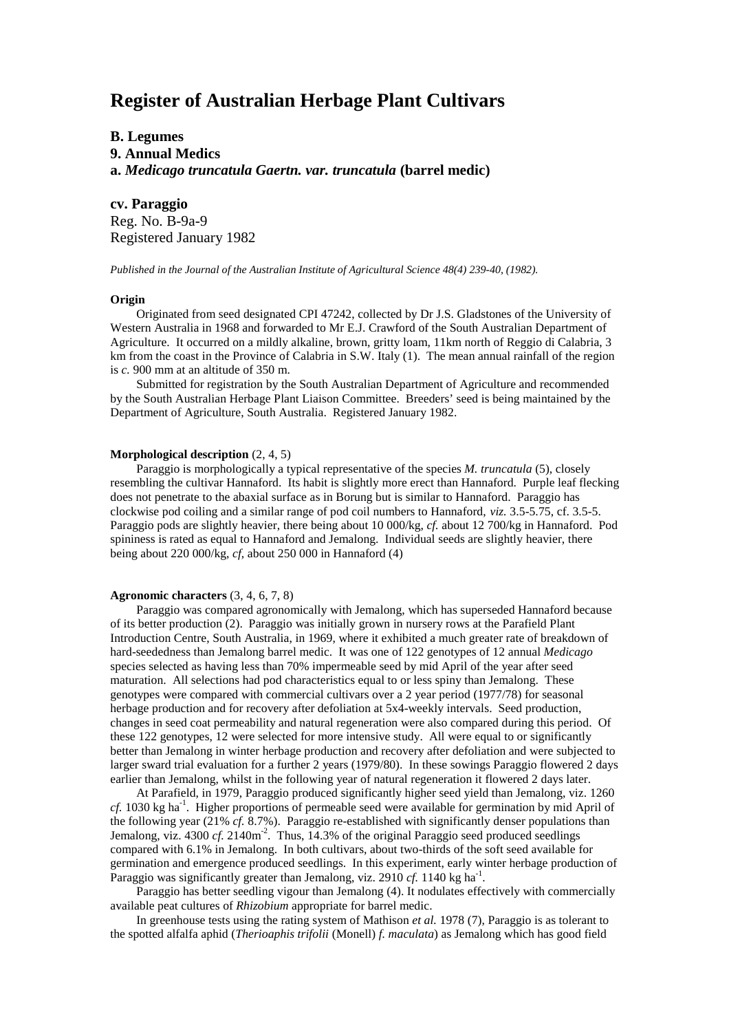# Register of Australian Herbage Plant Cultivars

**B. Legumes**

**9. Annual Medics**

**a. *Medicago truncatula Gaertn. var. truncatula* (barrel medic)**

**cv. Paraggio**

Reg. No. B-9a-9

Registered January 1982

*Published in the Journal of the Australian Institute of Agricultural Science 48(4) 239-40, (1982).*

**Origin**

Originated from seed designated CPI 47242, collected by Dr J.S. Gladstones of the University of Western Australia in 1968 and forwarded to Mr E.J. Crawford of the South Australian Department of Agriculture. It occurred on a mildly alkaline, brown, gritty loam, 11km north of Reggio di Calabria, 3 km from the coast in the Province of Calabria in S.W. Italy (1). The mean annual rainfall of the region is *c.* 900 mm at an altitude of 350 m.

Submitted for registration by the South Australian Department of Agriculture and recommended by the South Australian Herbage Plant Liaison Committee. Breeders' seed is being maintained by the Department of Agriculture, South Australia. Registered January 1982.

**Morphological description** (2, 4, 5)

Paraggio is morphologically a typical representative of the species *M. truncatula* (5), closely resembling the cultivar Hannaford. Its habit is slightly more erect than Hannaford. Purple leaf flecking does not penetrate to the abaxial surface as in Borung but is similar to Hannaford. Paraggio has clockwise pod coiling and a similar range of pod coil numbers to Hannaford, *viz.* 3.5-5.75, cf. 3.5-5. Paraggio pods are slightly heavier, there being about 10 000/kg, *cf.* about 12 700/kg in Hannaford. Pod spininess is rated as equal to Hannaford and Jemalong. Individual seeds are slightly heavier, there being about 220 000/kg, *cf*, about 250 000 in Hannaford (4)

**Agronomic characters** (3, 4, 6, 7, 8)

Paraggio was compared agronomically with Jemalong, which has superseded Hannaford because of its better production (2). Paraggio was initially grown in nursery rows at the Parafield Plant Introduction Centre, South Australia, in 1969, where it exhibited a much greater rate of breakdown of hard-seededness than Jemalong barrel medic. It was one of 122 genotypes of 12 annual *Medicago* species selected as having less than 70% impermeable seed by mid April of the year after seed maturation. All selections had pod characteristics equal to or less spiny than Jemalong. These genotypes were compared with commercial cultivars over a 2 year period (1977/78) for seasonal herbage production and for recovery after defoliation at 5x4-weekly intervals. Seed production, changes in seed coat permeability and natural regeneration were also compared during this period. Of these 122 genotypes, 12 were selected for more intensive study. All were equal to or significantly better than Jemalong in winter herbage production and recovery after defoliation and were subjected to larger sward trial evaluation for a further 2 years (1979/80). In these sowings Paraggio flowered 2 days earlier than Jemalong, whilst in the following year of natural regeneration it flowered 2 days later.

At Parafield, in 1979, Paraggio produced significantly higher seed yield than Jemalong, viz. 1260 *cf.* 1030 kg ha$^{-1}$. Higher proportions of permeable seed were available for germination by mid April of the following year (21% *cf.* 8.7%). Paraggio re-established with significantly denser populations than Jemalong, viz. 4300 *cf.* 2140m$^{-2}$. Thus, 14.3% of the original Paraggio seed produced seedlings compared with 6.1% in Jemalong. In both cultivars, about two-thirds of the soft seed available for germination and emergence produced seedlings. In this experiment, early winter herbage production of Paraggio was significantly greater than Jemalong, viz. 2910 *cf.* 1140 kg ha$^{-1}$.

Paraggio has better seedling vigour than Jemalong (4). It nodulates effectively with commercially available peat cultures of *Rhizobium* appropriate for barrel medic.

In greenhouse tests using the rating system of Mathison *et al.* 1978 (7), Paraggio is as tolerant to the spotted alfalfa aphid (*Therioaphis trifolii* (Monell) *f. maculata*) as Jemalong which has good field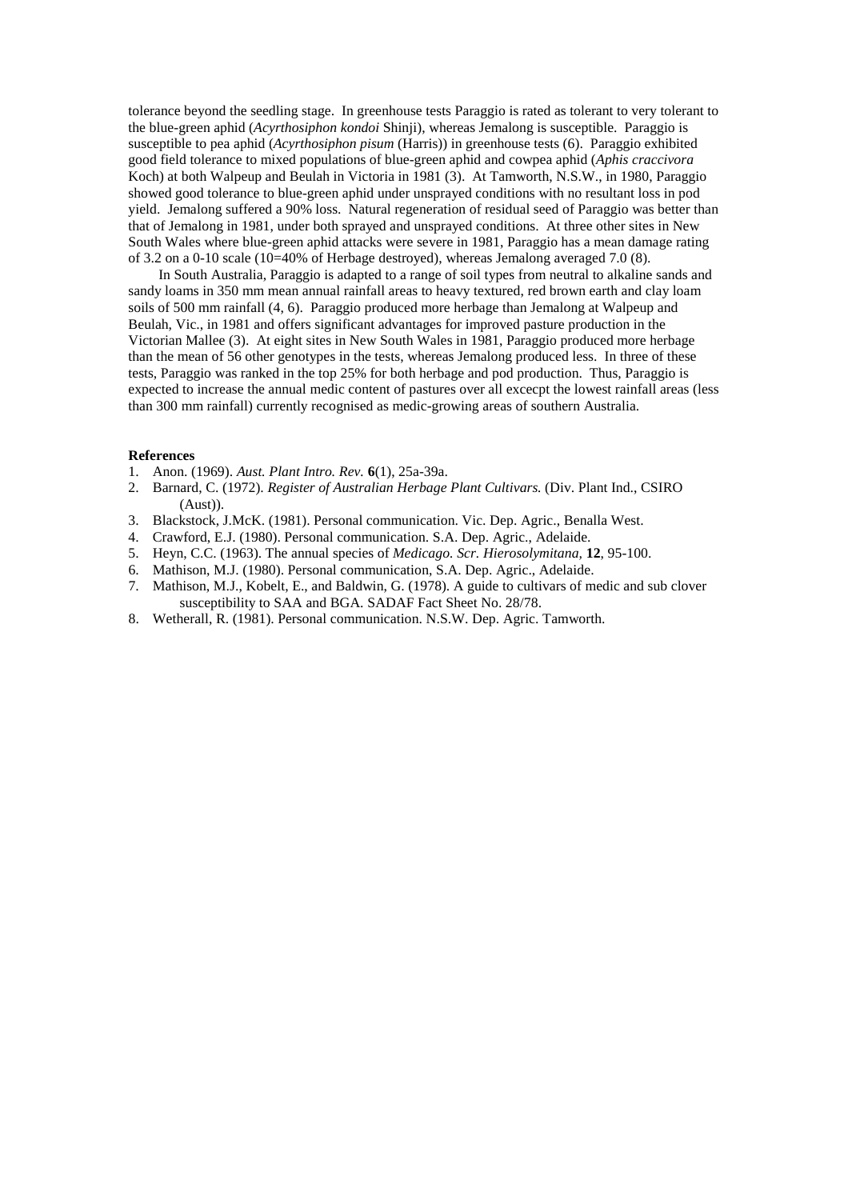tolerance beyond the seedling stage. In greenhouse tests Paraggio is rated as tolerant to very tolerant to the blue-green aphid (*Acyrthosiphon kondoi* Shinji), whereas Jemalong is susceptible. Paraggio is susceptible to pea aphid (*Acyrthosiphon pisum* (Harris)) in greenhouse tests (6). Paraggio exhibited good field tolerance to mixed populations of blue-green aphid and cowpea aphid (*Aphis craccivora* Koch) at both Walpeup and Beulah in Victoria in 1981 (3). At Tamworth, N.S.W., in 1980, Paraggio showed good tolerance to blue-green aphid under unsprayed conditions with no resultant loss in pod yield. Jemalong suffered a 90% loss. Natural regeneration of residual seed of Paraggio was better than that of Jemalong in 1981, under both sprayed and unsprayed conditions. At three other sites in New South Wales where blue-green aphid attacks were severe in 1981, Paraggio has a mean damage rating of 3.2 on a 0-10 scale (10=40% of Herbage destroyed), whereas Jemalong averaged 7.0 (8).

In South Australia, Paraggio is adapted to a range of soil types from neutral to alkaline sands and sandy loams in 350 mm mean annual rainfall areas to heavy textured, red brown earth and clay loam soils of 500 mm rainfall (4, 6). Paraggio produced more herbage than Jemalong at Walpeup and Beulah, Vic., in 1981 and offers significant advantages for improved pasture production in the Victorian Mallee (3). At eight sites in New South Wales in 1981, Paraggio produced more herbage than the mean of 56 other genotypes in the tests, whereas Jemalong produced less. In three of these tests, Paraggio was ranked in the top 25% for both herbage and pod production. Thus, Paraggio is expected to increase the annual medic content of pastures over all excecpt the lowest rainfall areas (less than 300 mm rainfall) currently recognised as medic-growing areas of southern Australia.

**References**

1. Anon. (1969). *Aust. Plant Intro. Rev.* **6**(1), 25a-39a.
2. Barnard, C. (1972). *Register of Australian Herbage Plant Cultivars.* (Div. Plant Ind., CSIRO (Aust)).
3. Blackstock, J.McK. (1981). Personal communication. Vic. Dep. Agric., Benalla West.
4. Crawford, E.J. (1980). Personal communication. S.A. Dep. Agric., Adelaide.
5. Heyn, C.C. (1963). The annual species of *Medicago. Scr. Hierosolymitana,* **12**, 95-100.
6. Mathison, M.J. (1980). Personal communication, S.A. Dep. Agric., Adelaide.
7. Mathison, M.J., Kobelt, E., and Baldwin, G. (1978). A guide to cultivars of medic and sub clover susceptibility to SAA and BGA. SADAF Fact Sheet No. 28/78.
8. Wetherall, R. (1981). Personal communication. N.S.W. Dep. Agric. Tamworth.